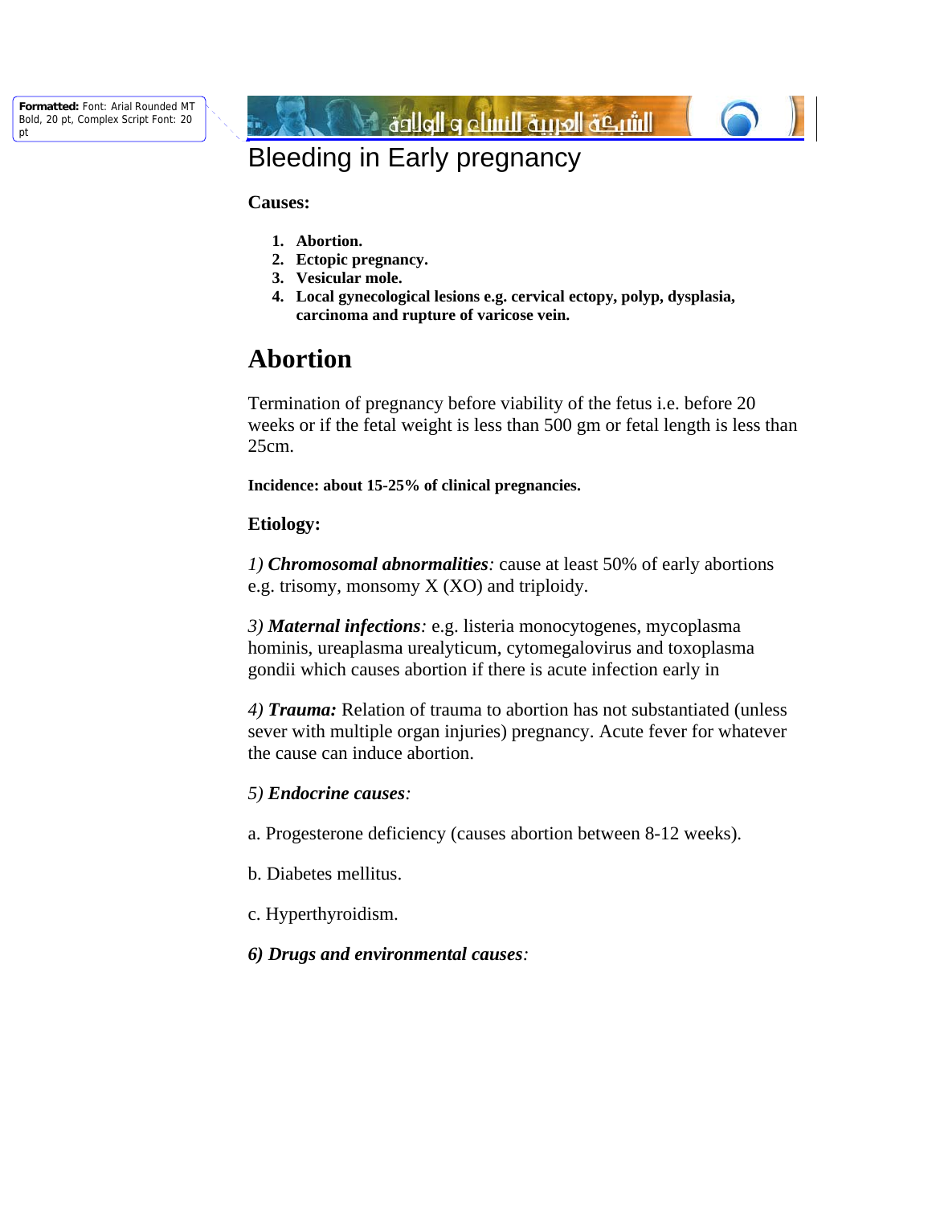# Bleeding in Early pregnancy

**Causes:**

1. **Abortion.**
2. **Ectopic pregnancy.**
3. **Vesicular mole.**
4. **Local gynecological lesions e.g. cervical ectopy, polyp, dysplasia, carcinoma and rupture of varicose vein.**

## Abortion

Termination of pregnancy before viability of the fetus i.e. before 20 weeks or if the fetal weight is less than 500 gm or fetal length is less than 25cm.

**Incidence: about 15-25% of clinical pregnancies.**

**Etiology:**

*1) **Chromosomal abnormalities**:* cause at least 50% of early abortions e.g. trisomy, monsomy X (XO) and triploidy.

*3) **Maternal infections**:* e.g. listeria monocytogenes, mycoplasma hominis, ureaplasma urealyticum, cytomegalovirus and toxoplasma gondii which causes abortion if there is acute infection early in

*4) **Trauma:*** Relation of trauma to abortion has not substantiated (unless sever with multiple organ injuries) pregnancy. Acute fever for whatever the cause can induce abortion.

*5) **Endocrine causes**:*

a. Progesterone deficiency (causes abortion between 8-12 weeks).

b. Diabetes mellitus.

c. Hyperthyroidism.

***6) Drugs and environmental causes**:*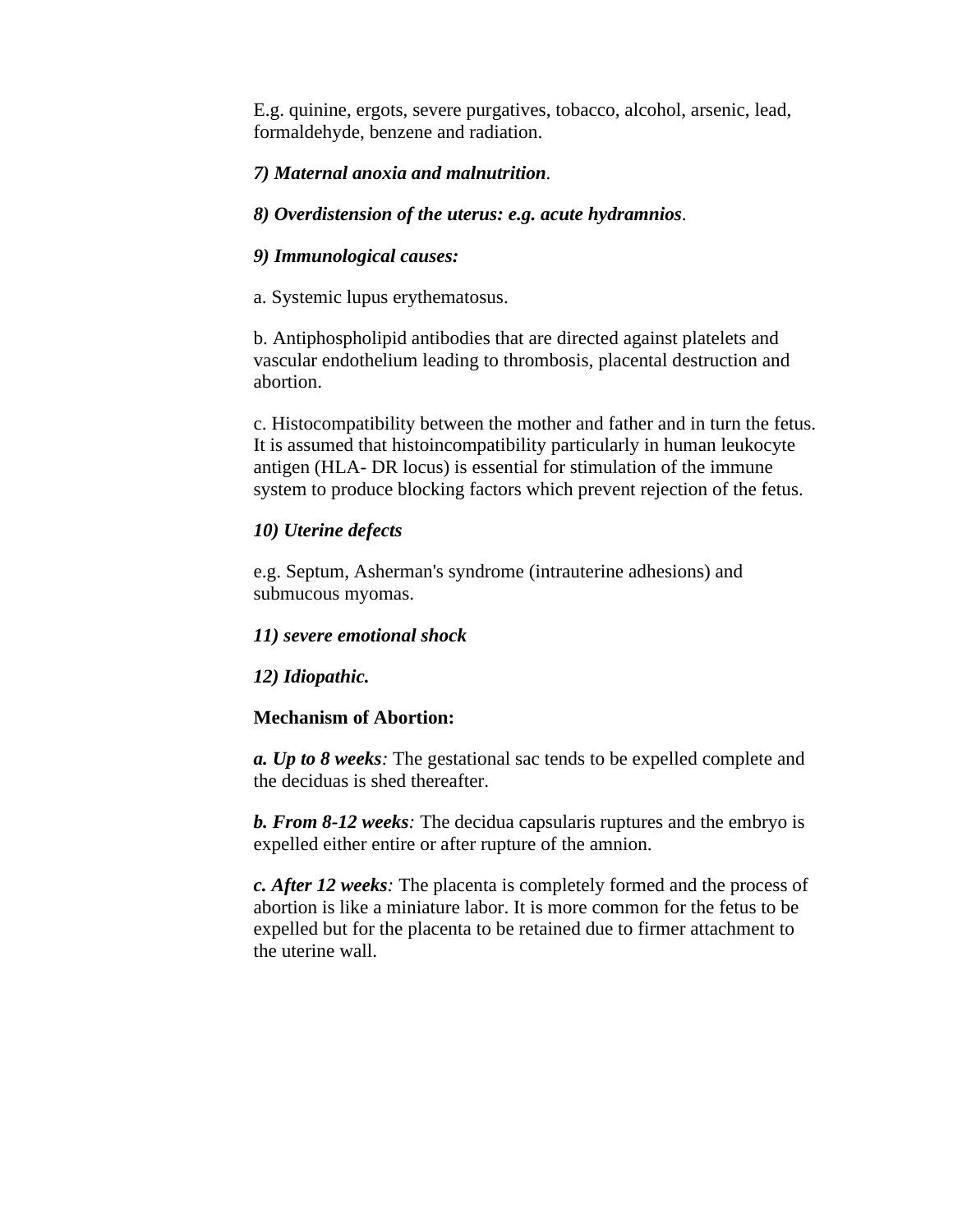E.g. quinine, ergots, severe purgatives, tobacco, alcohol, arsenic, lead, formaldehyde, benzene and radiation.

***7) Maternal anoxia and malnutrition***.

***8) Overdistension of the uterus: e.g. acute hydramnios***.

***9) Immunological causes:***

a. Systemic lupus erythematosus.

b. Antiphospholipid antibodies that are directed against platelets and vascular endothelium leading to thrombosis, placental destruction and abortion.

c. Histocompatibility between the mother and father and in turn the fetus. It is assumed that histoincompatibility particularly in human leukocyte antigen (HLA- DR locus) is essential for stimulation of the immune system to produce blocking factors which prevent rejection of the fetus.

***10) Uterine defects***

e.g. Septum, Asherman's syndrome (intrauterine adhesions) and submucous myomas.

***11) severe emotional shock***

***12) Idiopathic.***

**Mechanism of Abortion:**

***a. Up to 8 weeks***: The gestational sac tends to be expelled complete and the deciduas is shed thereafter.

***b. From 8-12 weeks***: The decidua capsularis ruptures and the embryo is expelled either entire or after rupture of the amnion.

***c. After 12 weeks***: The placenta is completely formed and the process of abortion is like a miniature labor. It is more common for the fetus to be expelled but for the placenta to be retained due to firmer attachment to the uterine wall.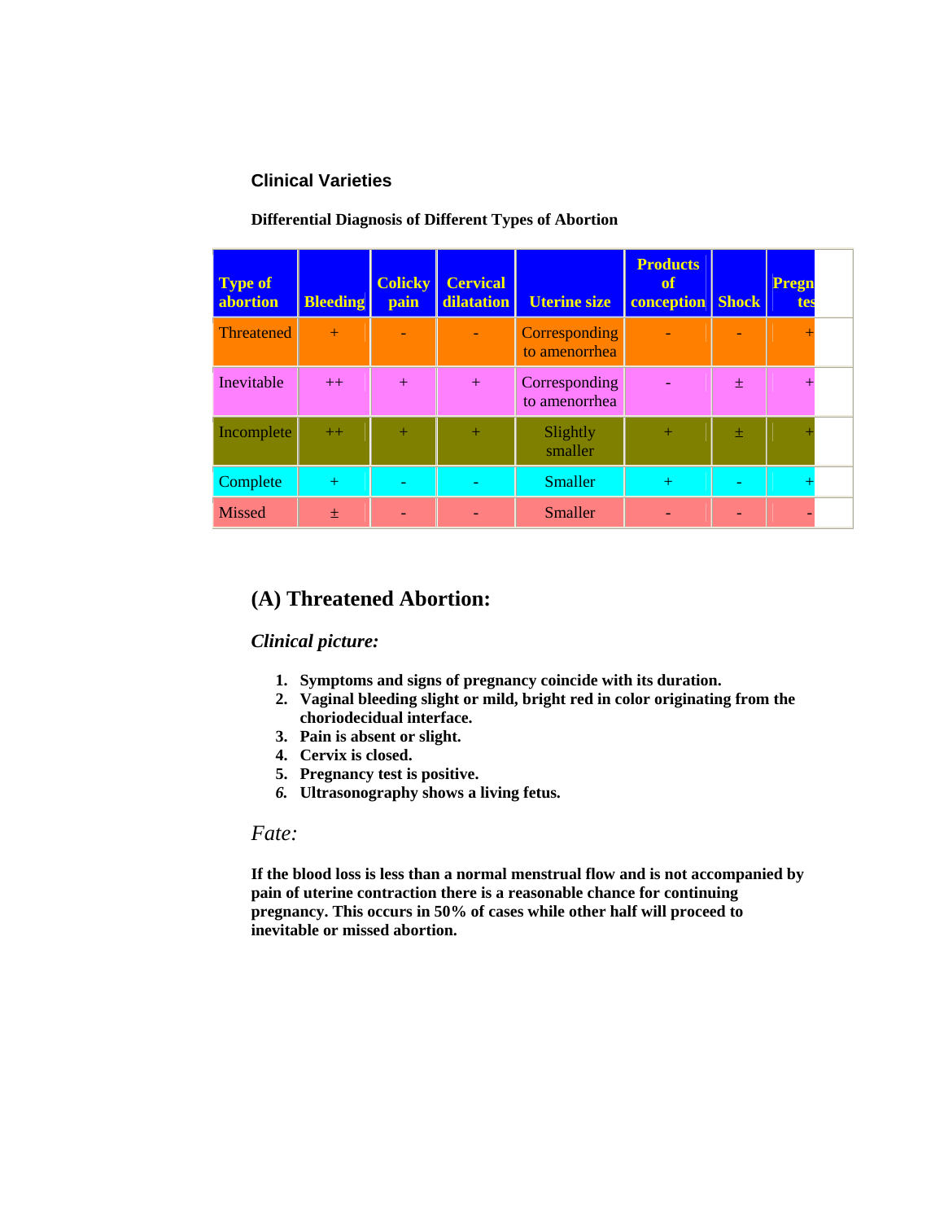### Clinical Varieties

**Differential Diagnosis of Different Types of Abortion**

| Type of abortion | Bleeding | Colicky pain | Cervical dilatation | Uterine size | Products of conception | Shock | Pregn tes |
|---|---|---|---|---|---|---|---|
| Threatened | + | - | - | Corresponding to amenorrhea | - | - | + |
| Inevitable | ++ | + | + | Corresponding to amenorrhea | - | ± | + |
| Incomplete | ++ | + | + | Slightly smaller | + | ± | + |
| Complete | + | - | - | Smaller | + | - | + |
| Missed | ± | - | - | Smaller | - | - | - |

## (A) Threatened Abortion:

***Clinical picture:***

1. **Symptoms and signs of pregnancy coincide with its duration.**
2. **Vaginal bleeding slight or mild, bright red in color originating from the choriodecidual interface.**
3. **Pain is absent or slight.**
4. **Cervix is closed.**
5. **Pregnancy test is positive.**
6. **Ultrasonography shows a living fetus.**

*Fate:*

**If the blood loss is less than a normal menstrual flow and is not accompanied by pain of uterine contraction there is a reasonable chance for continuing pregnancy. This occurs in 50% of cases while other half will proceed to inevitable or missed abortion.**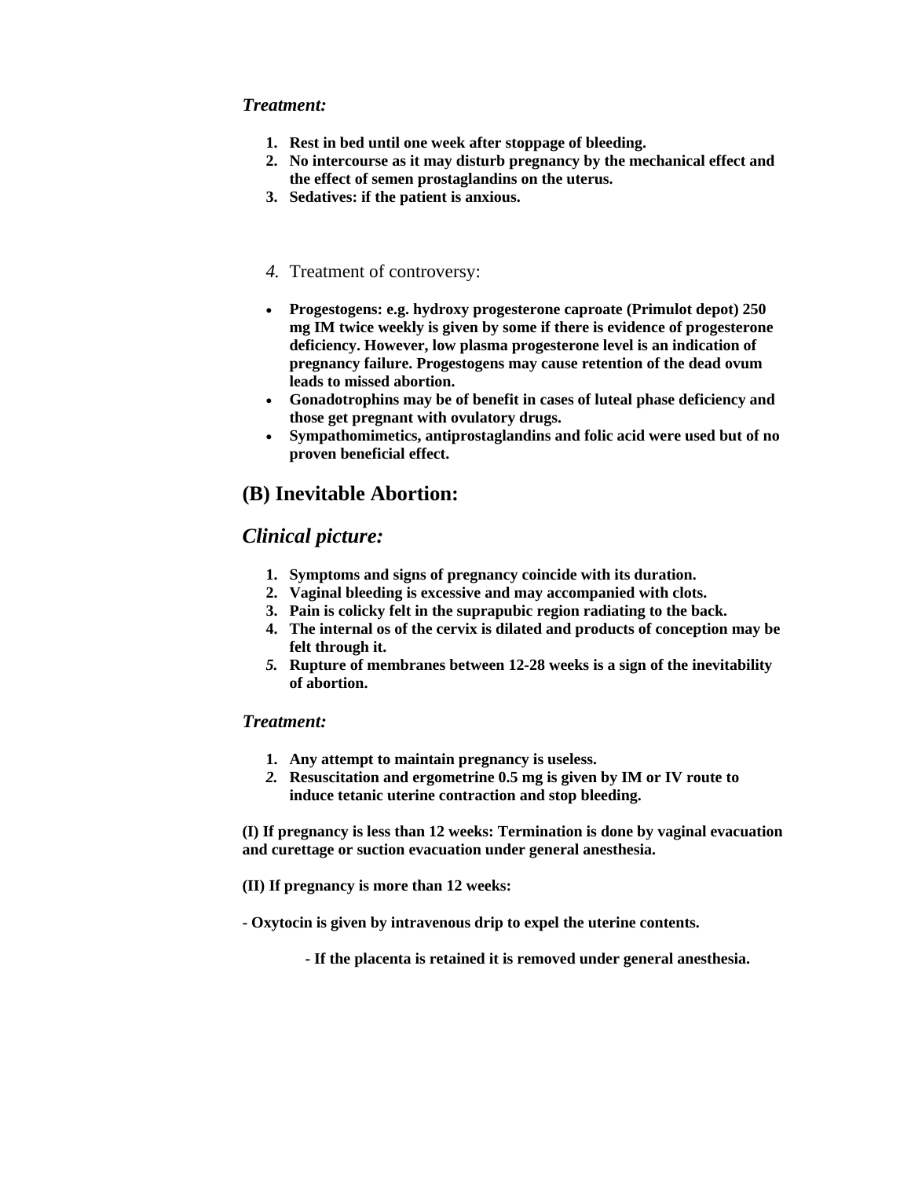***Treatment:***

1. **Rest in bed until one week after stoppage of bleeding.**
2. **No intercourse as it may disturb pregnancy by the mechanical effect and the effect of semen prostaglandins on the uterus.**
3. **Sedatives: if the patient is anxious.**

4. Treatment of controversy:

- **Progestogens: e.g. hydroxy progesterone caproate (Primulot depot) 250 mg IM twice weekly is given by some if there is evidence of progesterone deficiency. However, low plasma progesterone level is an indication of pregnancy failure. Progestogens may cause retention of the dead ovum leads to missed abortion.**
- **Gonadotrophins may be of benefit in cases of luteal phase deficiency and those get pregnant with ovulatory drugs.**
- **Sympathomimetics, antiprostaglandins and folic acid were used but of no proven beneficial effect.**

## (B) Inevitable Abortion:

### *Clinical picture:*

1. **Symptoms and signs of pregnancy coincide with its duration.**
2. **Vaginal bleeding is excessive and may accompanied with clots.**
3. **Pain is colicky felt in the suprapubic region radiating to the back.**
4. **The internal os of the cervix is dilated and products of conception may be felt through it.**
5. **Rupture of membranes between 12-28 weeks is a sign of the inevitability of abortion.**

***Treatment:***

1. **Any attempt to maintain pregnancy is useless.**
2. **Resuscitation and ergometrine 0.5 mg is given by IM or IV route to induce tetanic uterine contraction and stop bleeding.**

**(I) If pregnancy is less than 12 weeks: Termination is done by vaginal evacuation and curettage or suction evacuation under general anesthesia.**

**(II) If pregnancy is more than 12 weeks:**

**- Oxytocin is given by intravenous drip to expel the uterine contents.**

**- If the placenta is retained it is removed under general anesthesia.**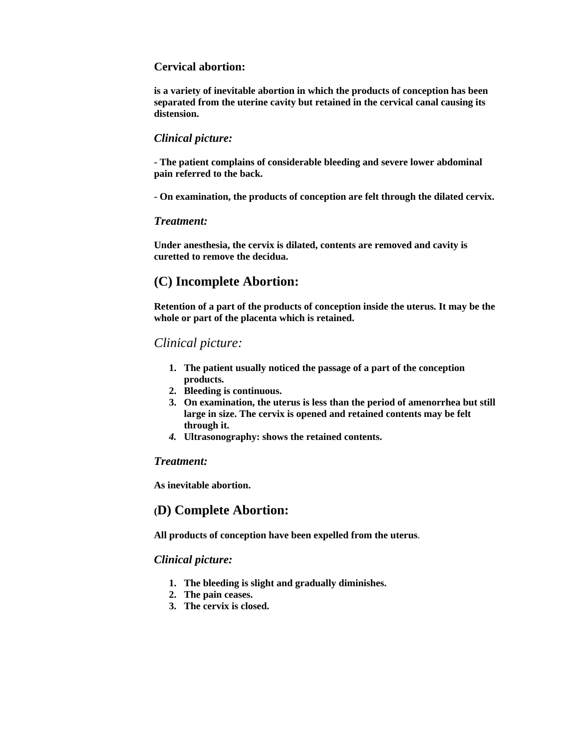### Cervical abortion:

**is a variety of inevitable abortion in which the products of conception has been separated from the uterine cavity but retained in the cervical canal causing its distension.**

#### *Clinical picture:*

**- The patient complains of considerable bleeding and severe lower abdominal pain referred to the back.**

**- On examination, the products of conception are felt through the dilated cervix.**

#### *Treatment:*

**Under anesthesia, the cervix is dilated, contents are removed and cavity is curetted to remove the decidua.**

## (C) Incomplete Abortion:

**Retention of a part of the products of conception inside the uterus. It may be the whole or part of the placenta which is retained.**

### *Clinical picture:*

1. **The patient usually noticed the passage of a part of the conception products.**
2. **Bleeding is continuous.**
3. **On examination, the uterus is less than the period of amenorrhea but still large in size. The cervix is opened and retained contents may be felt through it.**
4. **Ultrasonography: shows the retained contents.**

#### *Treatment:*

**As inevitable abortion.**

## (D) Complete Abortion:

**All products of conception have been expelled from the uterus**.

#### *Clinical picture:*

1. **The bleeding is slight and gradually diminishes.**
2. **The pain ceases.**
3. **The cervix is closed.**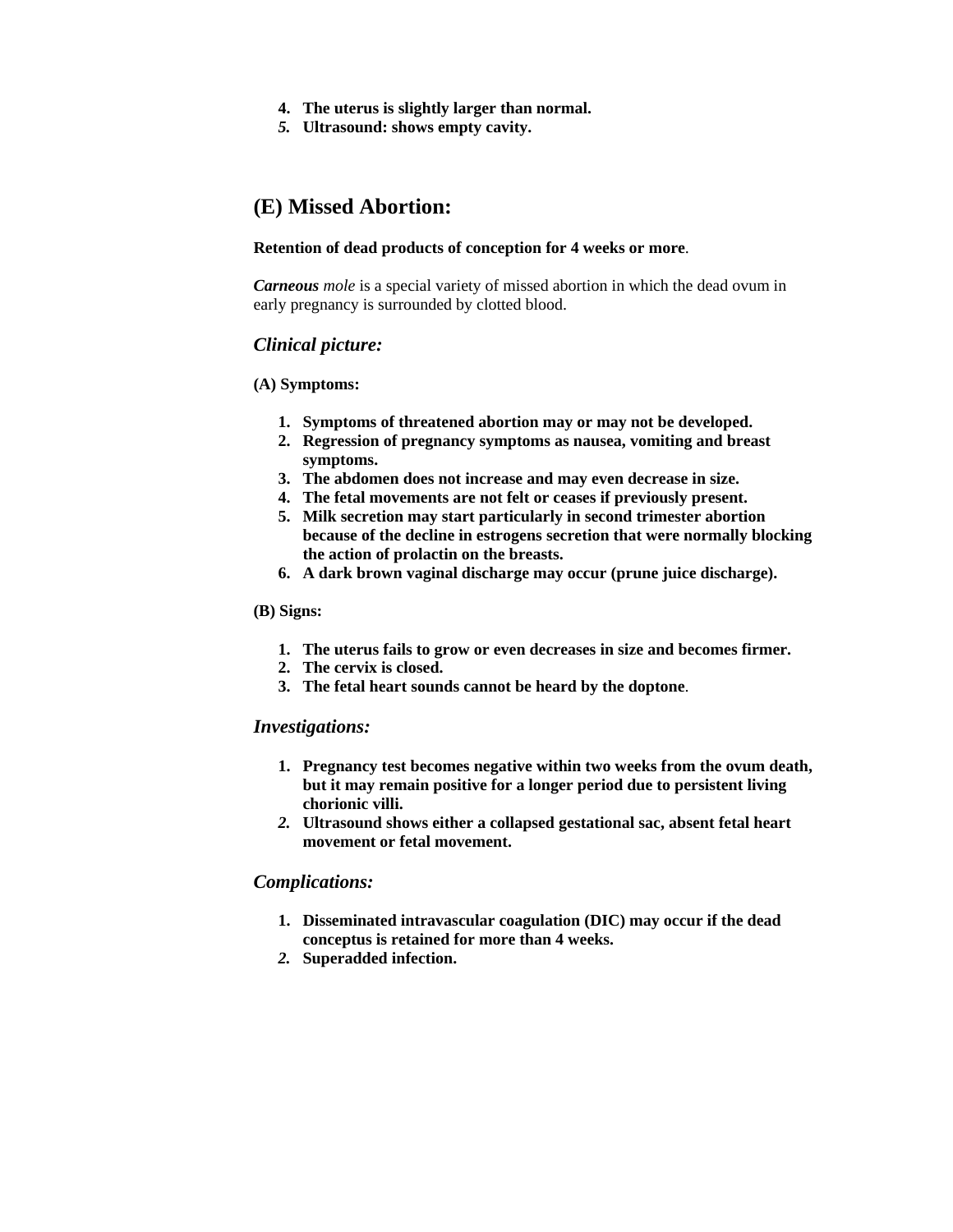4. **The uterus is slightly larger than normal.**
5. **Ultrasound: shows empty cavity.**

## (E) Missed Abortion:

**Retention of dead products of conception for 4 weeks or more**.

***Carneous*** *mole* is a special variety of missed abortion in which the dead ovum in early pregnancy is surrounded by clotted blood.

### *Clinical picture:*

**(A) Symptoms:**

1. **Symptoms of threatened abortion may or may not be developed.**
2. **Regression of pregnancy symptoms as nausea, vomiting and breast symptoms.**
3. **The abdomen does not increase and may even decrease in size.**
4. **The fetal movements are not felt or ceases if previously present.**
5. **Milk secretion may start particularly in second trimester abortion because of the decline in estrogens secretion that were normally blocking the action of prolactin on the breasts.**
6. **A dark brown vaginal discharge may occur (prune juice discharge).**

**(B) Signs:**

1. **The uterus fails to grow or even decreases in size and becomes firmer.**
2. **The cervix is closed.**
3. **The fetal heart sounds cannot be heard by the doptone**.

### *Investigations:*

1. **Pregnancy test becomes negative within two weeks from the ovum death, but it may remain positive for a longer period due to persistent living chorionic villi.**
2. **Ultrasound shows either a collapsed gestational sac, absent fetal heart movement or fetal movement.**

### *Complications:*

1. **Disseminated intravascular coagulation (DIC) may occur if the dead conceptus is retained for more than 4 weeks.**
2. **Superadded infection.**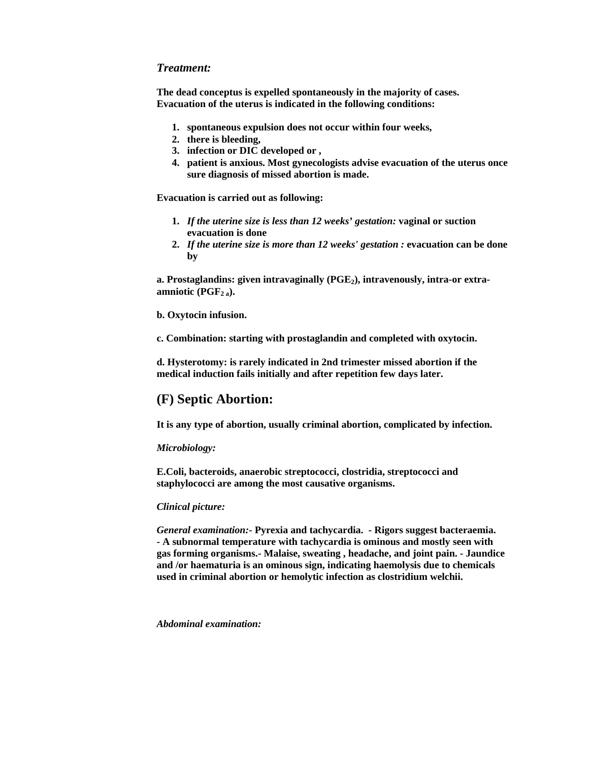*Treatment:*

**The dead conceptus is expelled spontaneously in the majority of cases. Evacuation of the uterus is indicated in the following conditions:**

1. **spontaneous expulsion does not occur within four weeks,**
2. **there is bleeding,**
3. **infection or DIC developed or ,**
4. **patient is anxious. Most gynecologists advise evacuation of the uterus once sure diagnosis of missed abortion is made.**

**Evacuation is carried out as following:**

1. ***If the uterine size is less than 12 weeks' gestation:* vaginal or suction evacuation is done**
2. ***If the uterine size is more than 12 weeks' gestation :* evacuation can be done by**

**a. Prostaglandins: given intravaginally ($PGE_2$), intravenously, intra-or extra-amniotic ($PGF_{2\ a}$).**

**b. Oxytocin infusion.**

**c. Combination: starting with prostaglandin and completed with oxytocin.**

**d. Hysterotomy: is rarely indicated in 2nd trimester missed abortion if the medical induction fails initially and after repetition few days later.**

## (F) Septic Abortion:

**It is any type of abortion, usually criminal abortion, complicated by infection.**

*Microbiology:*

**E.Coli, bacteroids, anaerobic streptococci, clostridia, streptococci and staphylococci are among the most causative organisms.**

*Clinical picture:*

*General examination:*- **Pyrexia and tachycardia. - Rigors suggest bacteraemia. - A subnormal temperature with tachycardia is ominous and mostly seen with gas forming organisms.- Malaise, sweating , headache, and joint pain. - Jaundice and /or haematuria is an ominous sign, indicating haemolysis due to chemicals used in criminal abortion or hemolytic infection as clostridium welchii.**

*Abdominal examination:*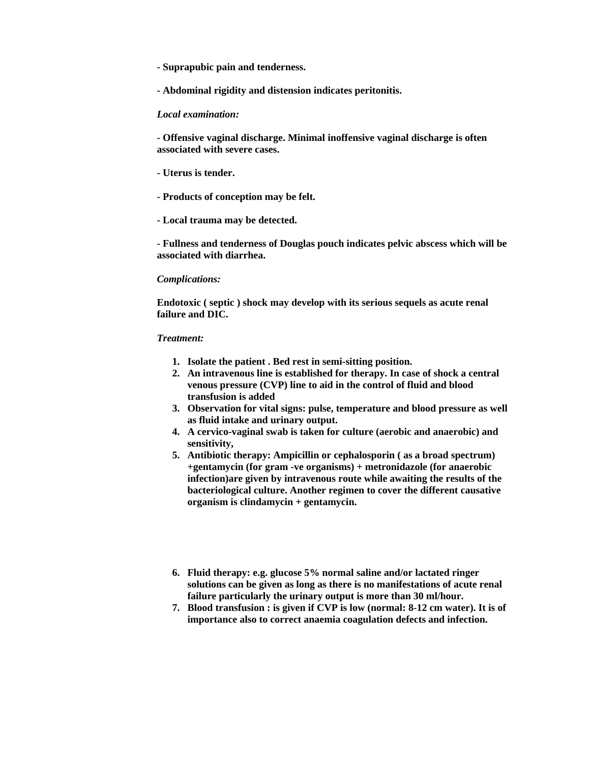**- Suprapubic pain and tenderness.**

**- Abdominal rigidity and distension indicates peritonitis.**

***Local examination:***

**- Offensive vaginal discharge. Minimal inoffensive vaginal discharge is often associated with severe cases.**

**- Uterus is tender.**

**- Products of conception may be felt.**

**- Local trauma may be detected.**

**- Fullness and tenderness of Douglas pouch indicates pelvic abscess which will be associated with diarrhea.**

***Complications:***

**Endotoxic ( septic ) shock may develop with its serious sequels as acute renal failure and DIC.**

***Treatment:***

1. **Isolate the patient . Bed rest in semi-sitting position.**
2. **An intravenous line is established for therapy. In case of shock a central venous pressure (CVP) line to aid in the control of fluid and blood transfusion is added**
3. **Observation for vital signs: pulse, temperature and blood pressure as well as fluid intake and urinary output.**
4. **A cervico-vaginal swab is taken for culture (aerobic and anaerobic) and sensitivity,**
5. **Antibiotic therapy: Ampicillin or cephalosporin ( as a broad spectrum) +gentamycin (for gram -ve organisms) + metronidazole (for anaerobic infection)are given by intravenous route while awaiting the results of the bacteriological culture. Another regimen to cover the different causative organism is clindamycin + gentamycin.**
6. **Fluid therapy: e.g. glucose 5% normal saline and/or lactated ringer solutions can be given as long as there is no manifestations of acute renal failure particularly the urinary output is more than 30 ml/hour.**
7. **Blood transfusion : is given if CVP is low (normal: 8-12 cm water). It is of importance also to correct anaemia coagulation defects and infection.**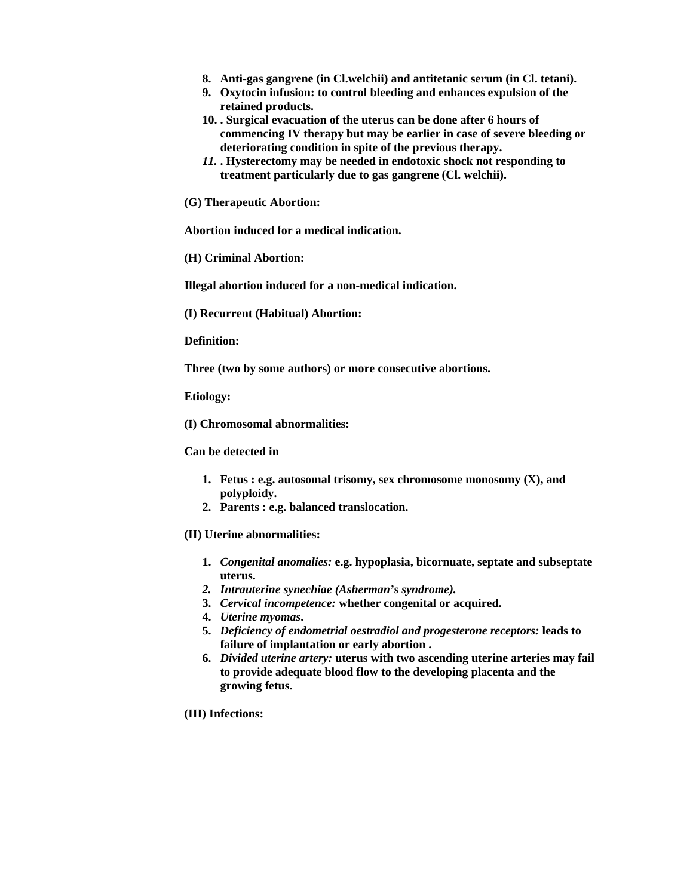8. **Anti-gas gangrene (in Cl.welchii) and antitetanic serum (in Cl. tetani).**
9. **Oxytocin infusion: to control bleeding and enhances expulsion of the retained products.**
10. **. Surgical evacuation of the uterus can be done after 6 hours of commencing IV therapy but may be earlier in case of severe bleeding or deteriorating condition in spite of the previous therapy.**
11. **. Hysterectomy may be needed in endotoxic shock not responding to treatment particularly due to gas gangrene (Cl. welchii).**

**(G) Therapeutic Abortion:**

**Abortion induced for a medical indication.**

**(H) Criminal Abortion:**

**Illegal abortion induced for a non-medical indication.**

**(I) Recurrent (Habitual) Abortion:**

**Definition:**

**Three (two by some authors) or more consecutive abortions.**

**Etiology:**

**(I) Chromosomal abnormalities:**

**Can be detected in**

1. **Fetus : e.g. autosomal trisomy, sex chromosome monosomy (X), and polyploidy.**
2. **Parents : e.g. balanced translocation.**

**(II) Uterine abnormalities:**

1. ***Congenital anomalies:* e.g. hypoplasia, bicornuate, septate and subseptate uterus.**
2. ***Intrauterine synechiae (Asherman's syndrome).***
3. ***Cervical incompetence:* whether congenital or acquired.**
4. ***Uterine myomas*.**
5. ***Deficiency of endometrial oestradiol and progesterone receptors:* leads to failure of implantation or early abortion .**
6. ***Divided uterine artery:* uterus with two ascending uterine arteries may fail to provide adequate blood flow to the developing placenta and the growing fetus.**

**(III) Infections:**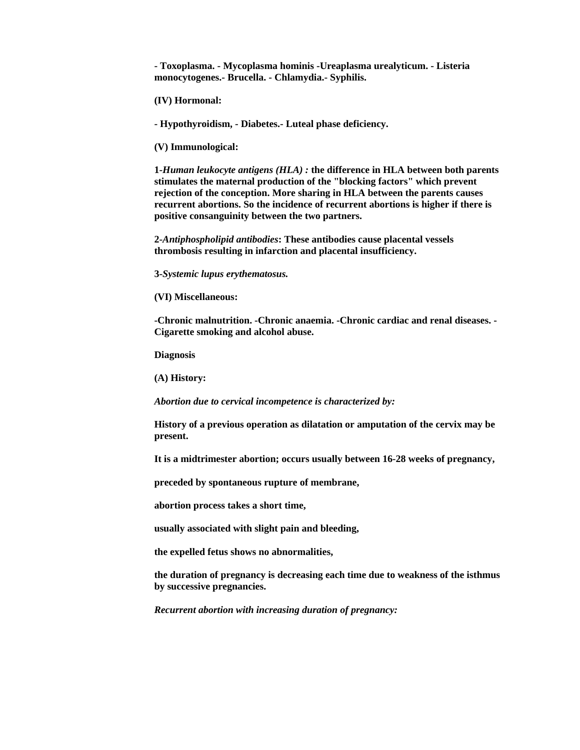**- Toxoplasma. - Mycoplasma hominis -Ureaplasma urealyticum. - Listeria monocytogenes.- Brucella. - Chlamydia.- Syphilis.**

**(IV) Hormonal:**

**- Hypothyroidism, - Diabetes.- Luteal phase deficiency.**

**(V) Immunological:**

**1-*Human leukocyte antigens (HLA) :* the difference in HLA between both parents stimulates the maternal production of the "blocking factors" which prevent rejection of the conception. More sharing in HLA between the parents causes recurrent abortions. So the incidence of recurrent abortions is higher if there is positive consanguinity between the two partners.**

**2-*Antiphospholipid antibodies*: These antibodies cause placental vessels thrombosis resulting in infarction and placental insufficiency.**

**3-*Systemic lupus erythematosus.***

**(VI) Miscellaneous:**

**-Chronic malnutrition. -Chronic anaemia. -Chronic cardiac and renal diseases. -Cigarette smoking and alcohol abuse.**

**Diagnosis**

**(A) History:**

***Abortion due to cervical incompetence is characterized by:***

**History of a previous operation as dilatation or amputation of the cervix may be present.**

**It is a midtrimester abortion; occurs usually between 16-28 weeks of pregnancy,**

**preceded by spontaneous rupture of membrane,**

**abortion process takes a short time,**

**usually associated with slight pain and bleeding,**

**the expelled fetus shows no abnormalities,**

**the duration of pregnancy is decreasing each time due to weakness of the isthmus by successive pregnancies.**

***Recurrent abortion with increasing duration of pregnancy:***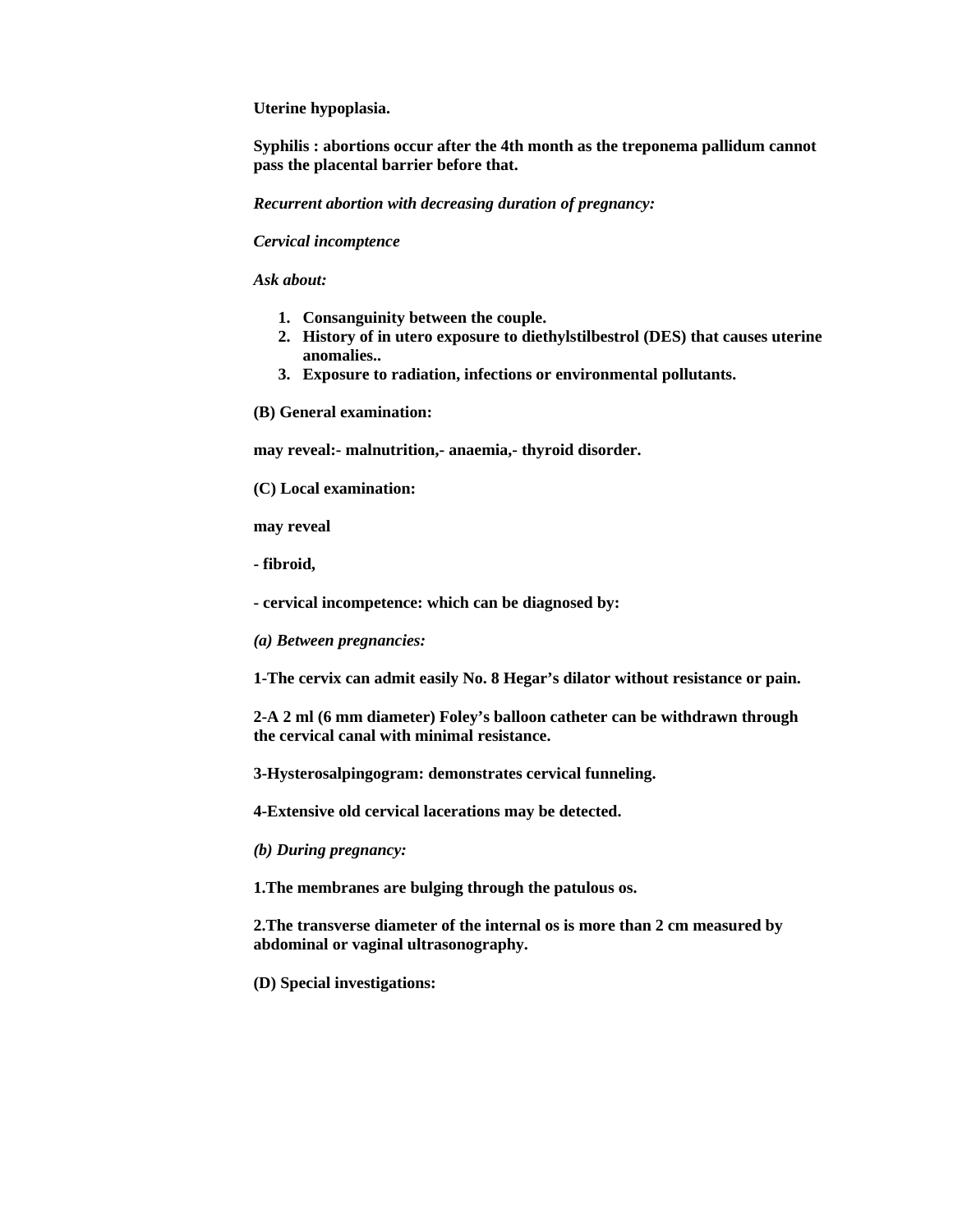**Uterine hypoplasia.**

**Syphilis : abortions occur after the 4th month as the treponema pallidum cannot pass the placental barrier before that.**

***Recurrent abortion with decreasing duration of pregnancy:***

***Cervical incomptence***

***Ask about:***

1. **Consanguinity between the couple.**
2. **History of in utero exposure to diethylstilbestrol (DES) that causes uterine anomalies..**
3. **Exposure to radiation, infections or environmental pollutants.**

**(B) General examination:**

**may reveal:- malnutrition,- anaemia,- thyroid disorder.**

**(C) Local examination:**

**may reveal**

**- fibroid,**

**- cervical incompetence: which can be diagnosed by:**

***(a) Between pregnancies:***

**1-The cervix can admit easily No. 8 Hegar's dilator without resistance or pain.**

**2-A 2 ml (6 mm diameter) Foley's balloon catheter can be withdrawn through the cervical canal with minimal resistance.**

**3-Hysterosalpingogram: demonstrates cervical funneling.**

**4-Extensive old cervical lacerations may be detected.**

***(b) During pregnancy:***

**1.The membranes are bulging through the patulous os.**

**2.The transverse diameter of the internal os is more than 2 cm measured by abdominal or vaginal ultrasonography.**

**(D) Special investigations:**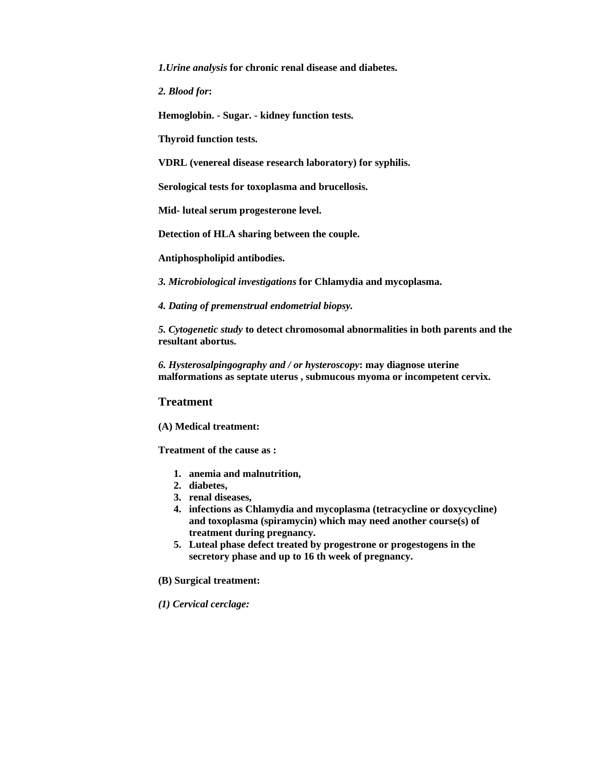***1.Urine analysis* for chronic renal disease and diabetes.**

***2. Blood for*:**

**Hemoglobin. - Sugar. - kidney function tests.**

**Thyroid function tests.**

**VDRL (venereal disease research laboratory) for syphilis.**

**Serological tests for toxoplasma and brucellosis.**

**Mid- luteal serum progesterone level.**

**Detection of HLA sharing between the couple.**

**Antiphospholipid antibodies.**

***3. Microbiological investigations* for Chlamydia and mycoplasma.**

***4. Dating of premenstrual endometrial biopsy.***

***5. Cytogenetic study* to detect chromosomal abnormalities in both parents and the resultant abortus.**

***6. Hysterosalpingography and / or hysteroscopy*: may diagnose uterine malformations as septate uterus , submucous myoma or incompetent cervix.**

## Treatment

**(A) Medical treatment:**

**Treatment of the cause as :**

1. **anemia and malnutrition,**
2. **diabetes,**
3. **renal diseases,**
4. **infections as Chlamydia and mycoplasma (tetracycline or doxycycline) and toxoplasma (spiramycin) which may need another course(s) of treatment during pregnancy.**
5. **Luteal phase defect treated by progestrone or progestogens in the secretory phase and up to 16 th week of pregnancy.**

**(B) Surgical treatment:**

***(1) Cervical cerclage:***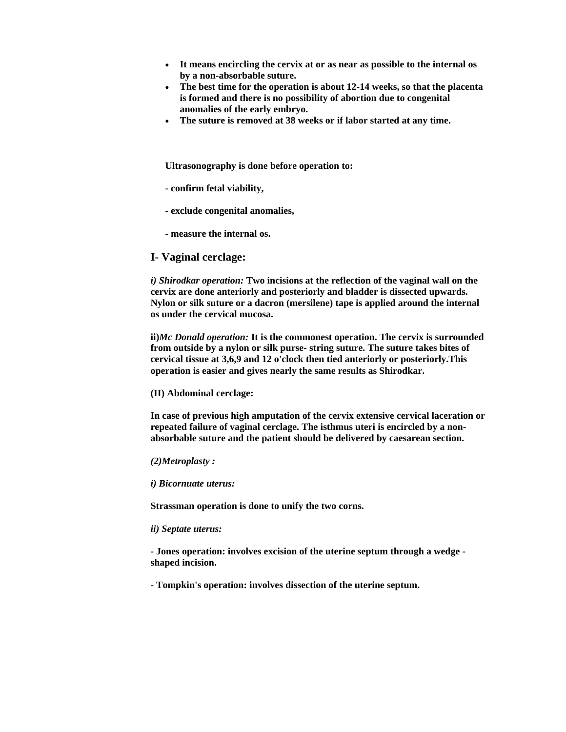- **It means encircling the cervix at or as near as possible to the internal os by a non-absorbable suture.**
- **The best time for the operation is about 12-14 weeks, so that the placenta is formed and there is no possibility of abortion due to congenital anomalies of the early embryo.**
- **The suture is removed at 38 weeks or if labor started at any time.**

**Ultrasonography is done before operation to:**

**- confirm fetal viability,**

**- exclude congenital anomalies,**

**- measure the internal os.**

## I- Vaginal cerclage:

***i) Shirodkar operation:*** **Two incisions at the reflection of the vaginal wall on the cervix are done anteriorly and posteriorly and bladder is dissected upwards. Nylon or silk suture or a dacron (mersilene) tape is applied around the internal os under the cervical mucosa.**

**ii)*Mc Donald operation:*** **It is the commonest operation. The cervix is surrounded from outside by a nylon or silk purse- string suture. The suture takes bites of cervical tissue at 3,6,9 and 12 o'clock then tied anteriorly or posteriorly.This operation is easier and gives nearly the same results as Shirodkar.**

**(II) Abdominal cerclage:**

**In case of previous high amputation of the cervix extensive cervical laceration or repeated failure of vaginal cerclage. The isthmus uteri is encircled by a non-absorbable suture and the patient should be delivered by caesarean section.**

***(2)Metroplasty :***

***i) Bicornuate uterus:***

**Strassman operation is done to unify the two corns.**

***ii) Septate uterus:***

**- Jones operation: involves excision of the uterine septum through a wedge - shaped incision.**

**- Tompkin's operation: involves dissection of the uterine septum.**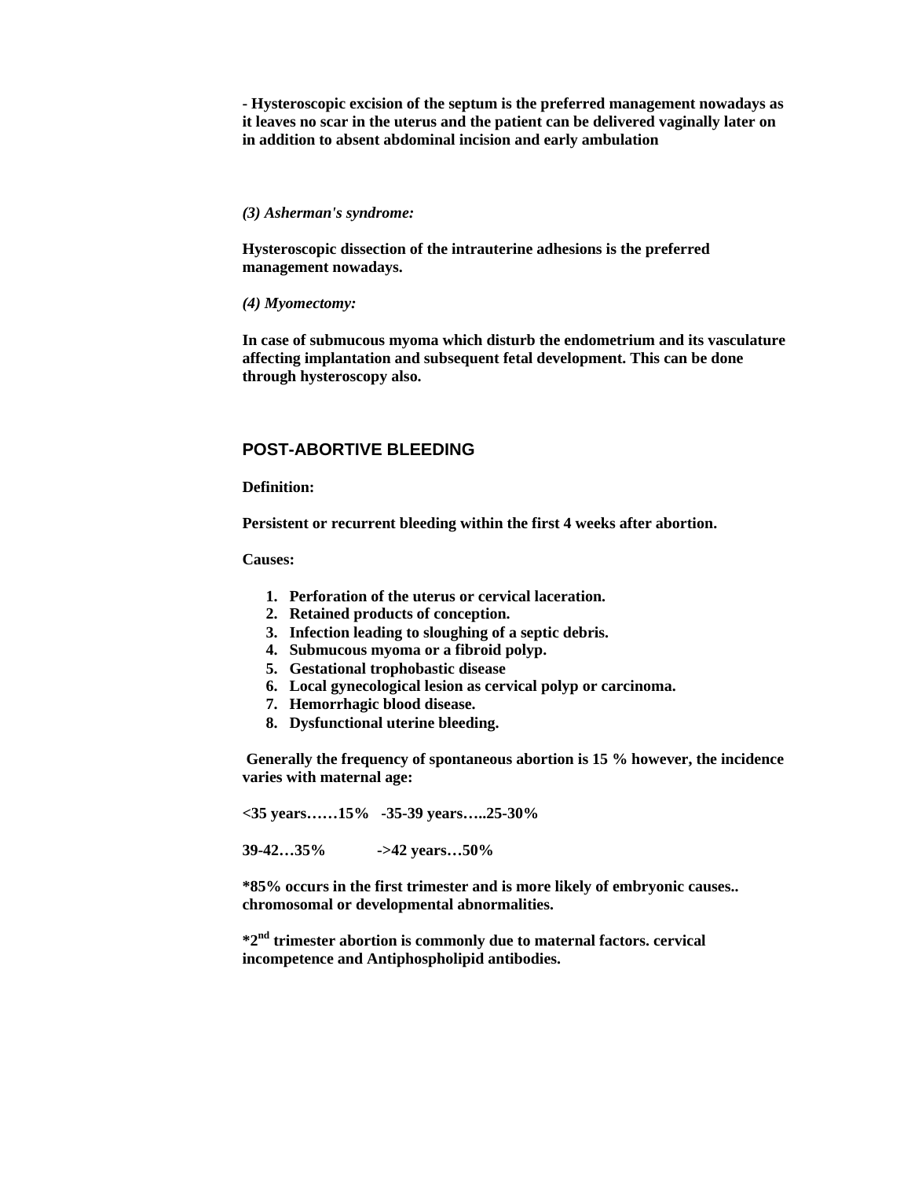**- Hysteroscopic excision of the septum is the preferred management nowadays as it leaves no scar in the uterus and the patient can be delivered vaginally later on in addition to absent abdominal incision and early ambulation**

***(3) Asherman's syndrome:***

**Hysteroscopic dissection of the intrauterine adhesions is the preferred management nowadays.**

***(4) Myomectomy:***

**In case of submucous myoma which disturb the endometrium and its vasculature affecting implantation and subsequent fetal development. This can be done through hysteroscopy also.**

## POST-ABORTIVE BLEEDING

**Definition:**

**Persistent or recurrent bleeding within the first 4 weeks after abortion.**

**Causes:**

1. **Perforation of the uterus or cervical laceration.**
2. **Retained products of conception.**
3. **Infection leading to sloughing of a septic debris.**
4. **Submucous myoma or a fibroid polyp.**
5. **Gestational trophobastic disease**
6. **Local gynecological lesion as cervical polyp or carcinoma.**
7. **Hemorrhagic blood disease.**
8. **Dysfunctional uterine bleeding.**

**Generally the frequency of spontaneous abortion is 15 % however, the incidence varies with maternal age:**

**<35 years……15%   -35-39 years…..25-30%**

**39-42…35%   ->42 years…50%**

**\*85% occurs in the first trimester and is more likely of embryonic causes.. chromosomal or developmental abnormalities.**

**\*2nd trimester abortion is commonly due to maternal factors. cervical incompetence and Antiphospholipid antibodies.**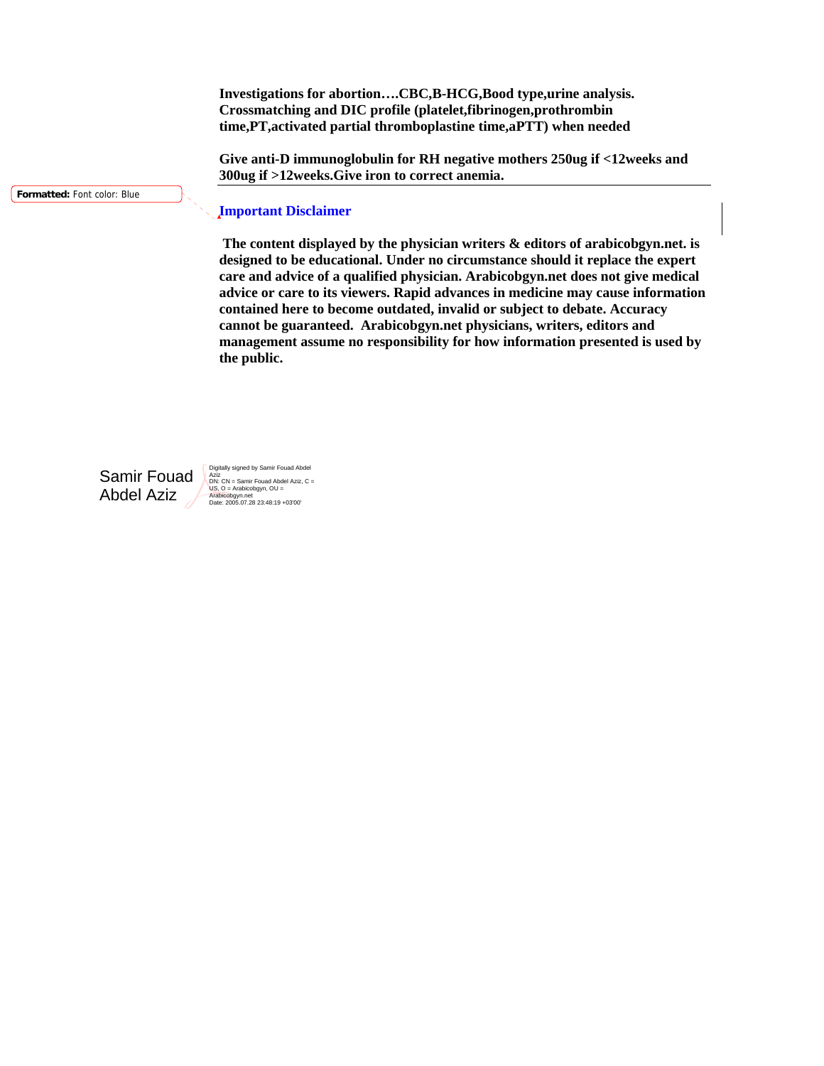**Investigations for abortion….CBC,B-HCG,Bood type,urine analysis. Crossmatching and DIC profile (platelet,fibrinogen,prothrombin time,PT,activated partial thromboplastine time,aPTT) when needed**

**Give anti-D immunoglobulin for RH negative mothers 250ug if <12weeks and 300ug if >12weeks.Give iron to correct anemia.**

---

**Important Disclaimer**

**The content displayed by the physician writers & editors of arabicobgyn.net. is designed to be educational. Under no circumstance should it replace the expert care and advice of a qualified physician. Arabicobgyn.net does not give medical advice or care to its viewers. Rapid advances in medicine may cause information contained here to become outdated, invalid or subject to debate. Accuracy cannot be guaranteed. Arabicobgyn.net physicians, writers, editors and management assume no responsibility for how information presented is used by the public.**

Samir Fouad Abdel Aziz

Digitally signed by Samir Fouad Abdel Aziz
DN: CN = Samir Fouad Abdel Aziz, C = US, O = Arabicobgyn, OU = Arabicobgyn.net
Date: 2005.07.28 23:48:19 +03'00'